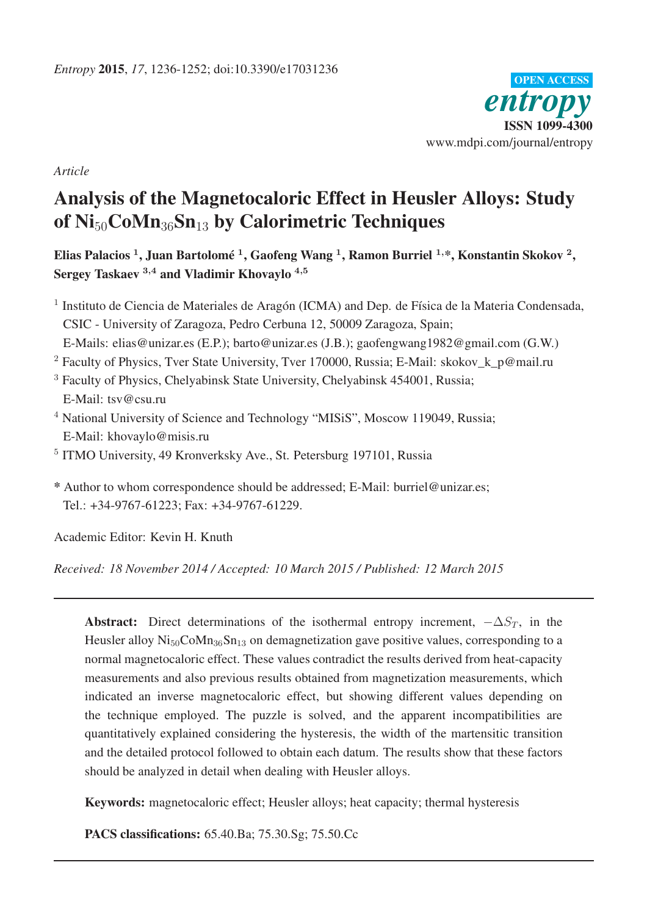*Entropy* **2015**, *17*, 1236-1252; doi:10.3390/e17031236

OPEN ACCESS

*entropy*

**ISSN 1099-4300**

www.mdpi.com/journal/entropy

*Article*

# Analysis of the Magnetocaloric Effect in Heusler Alloys: Study of $Ni_{50}CoMn_{36}Sn_{13}$ by Calorimetric Techniques

**Elias Palacios [1], Juan Bartolomé [1], Gaofeng Wang [1], Ramon Burriel [1,*], Konstantin Skokov [2], Sergey Taskaev [3,4] and Vladimir Khovaylo [4,5]**

[1] Instituto de Ciencia de Materiales de Aragón (ICMA) and Dep. de Física de la Materia Condensada, CSIC - University of Zaragoza, Pedro Cerbuna 12, 50009 Zaragoza, Spain; E-Mails: elias@unizar.es (E.P.); barto@unizar.es (J.B.); gaofengwang1982@gmail.com (G.W.)

[2] Faculty of Physics, Tver State University, Tver 170000, Russia; E-Mail: skokov_k_p@mail.ru

[3] Faculty of Physics, Chelyabinsk State University, Chelyabinsk 454001, Russia; E-Mail: tsv@csu.ru

[4] National University of Science and Technology "MISiS", Moscow 119049, Russia; E-Mail: khovaylo@misis.ru

[5] ITMO University, 49 Kronverksky Ave., St. Petersburg 197101, Russia

\* Author to whom correspondence should be addressed; E-Mail: burriel@unizar.es; Tel.: +34-9767-61223; Fax: +34-9767-61229.

Academic Editor: Kevin H. Knuth

*Received: 18 November 2014 / Accepted: 10 March 2015 / Published: 12 March 2015*

---

**Abstract:** Direct determinations of the isothermal entropy increment, $-\Delta S_T$, in the Heusler alloy $Ni_{50}CoMn_{36}Sn_{13}$ on demagnetization gave positive values, corresponding to a normal magnetocaloric effect. These values contradict the results derived from heat-capacity measurements and also previous results obtained from magnetization measurements, which indicated an inverse magnetocaloric effect, but showing different values depending on the technique employed. The puzzle is solved, and the apparent incompatibilities are quantitatively explained considering the hysteresis, the width of the martensitic transition and the detailed protocol followed to obtain each datum. The results show that these factors should be analyzed in detail when dealing with Heusler alloys.

**Keywords:** magnetocaloric effect; Heusler alloys; heat capacity; thermal hysteresis

**PACS classifications:** 65.40.Ba; 75.30.Sg; 75.50.Cc

---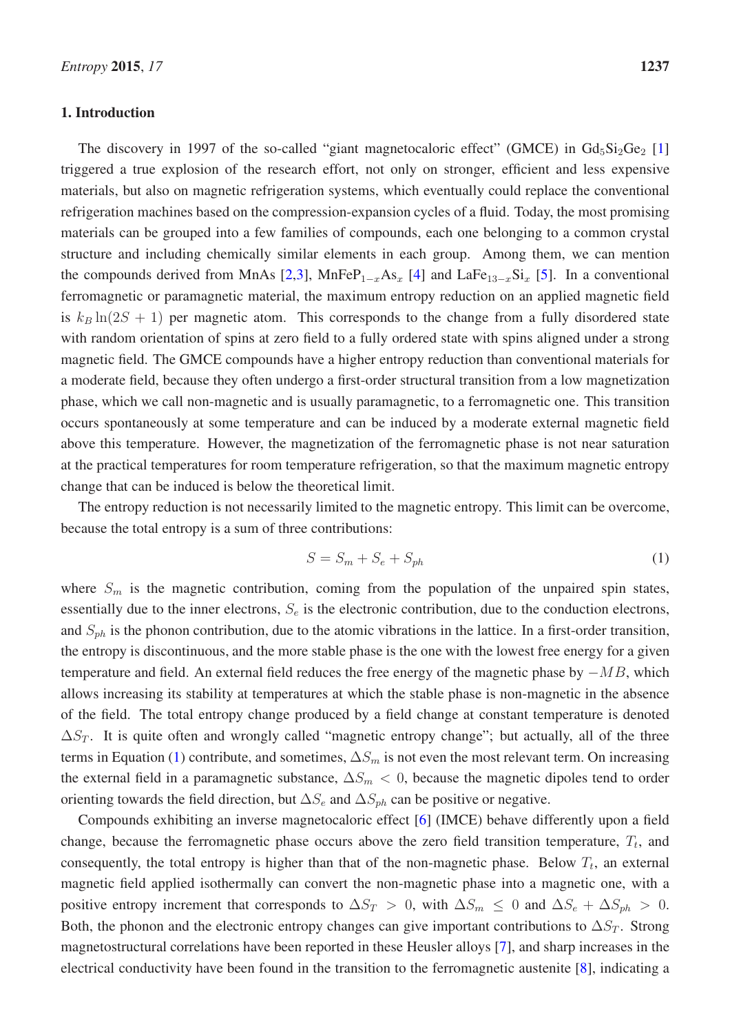## 1. Introduction

The discovery in 1997 of the so-called "giant magnetocaloric effect" (GMCE) in $Gd_5Si_2Ge_2$ [1] triggered a true explosion of the research effort, not only on stronger, efficient and less expensive materials, but also on magnetic refrigeration systems, which eventually could replace the conventional refrigeration machines based on the compression-expansion cycles of a fluid. Today, the most promising materials can be grouped into a few families of compounds, each one belonging to a common crystal structure and including chemically similar elements in each group. Among them, we can mention the compounds derived from MnAs [2,3], $MnFeP_{1-x}As_x$ [4] and $LaFe_{13-x}Si_x$ [5]. In a conventional ferromagnetic or paramagnetic material, the maximum entropy reduction on an applied magnetic field is $k_B \ln(2S + 1)$ per magnetic atom. This corresponds to the change from a fully disordered state with random orientation of spins at zero field to a fully ordered state with spins aligned under a strong magnetic field. The GMCE compounds have a higher entropy reduction than conventional materials for a moderate field, because they often undergo a first-order structural transition from a low magnetization phase, which we call non-magnetic and is usually paramagnetic, to a ferromagnetic one. This transition occurs spontaneously at some temperature and can be induced by a moderate external magnetic field above this temperature. However, the magnetization of the ferromagnetic phase is not near saturation at the practical temperatures for room temperature refrigeration, so that the maximum magnetic entropy change that can be induced is below the theoretical limit.

The entropy reduction is not necessarily limited to the magnetic entropy. This limit can be overcome, because the total entropy is a sum of three contributions:

$$S = S_m + S_e + S_{ph} \tag{1}$$

where $S_m$ is the magnetic contribution, coming from the population of the unpaired spin states, essentially due to the inner electrons, $S_e$ is the electronic contribution, due to the conduction electrons, and $S_{ph}$ is the phonon contribution, due to the atomic vibrations in the lattice. In a first-order transition, the entropy is discontinuous, and the more stable phase is the one with the lowest free energy for a given temperature and field. An external field reduces the free energy of the magnetic phase by $-MB$, which allows increasing its stability at temperatures at which the stable phase is non-magnetic in the absence of the field. The total entropy change produced by a field change at constant temperature is denoted $\Delta S_T$. It is quite often and wrongly called "magnetic entropy change"; but actually, all of the three terms in Equation (1) contribute, and sometimes, $\Delta S_m$ is not even the most relevant term. On increasing the external field in a paramagnetic substance, $\Delta S_m < 0$, because the magnetic dipoles tend to order orienting towards the field direction, but $\Delta S_e$ and $\Delta S_{ph}$ can be positive or negative.

Compounds exhibiting an inverse magnetocaloric effect [6] (IMCE) behave differently upon a field change, because the ferromagnetic phase occurs above the zero field transition temperature, $T_t$, and consequently, the total entropy is higher than that of the non-magnetic phase. Below $T_t$, an external magnetic field applied isothermally can convert the non-magnetic phase into a magnetic one, with a positive entropy increment that corresponds to $\Delta S_T > 0$, with $\Delta S_m \leq 0$ and $\Delta S_e + \Delta S_{ph} > 0$. Both, the phonon and the electronic entropy changes can give important contributions to $\Delta S_T$. Strong magnetostructural correlations have been reported in these Heusler alloys [7], and sharp increases in the electrical conductivity have been found in the transition to the ferromagnetic austenite [8], indicating a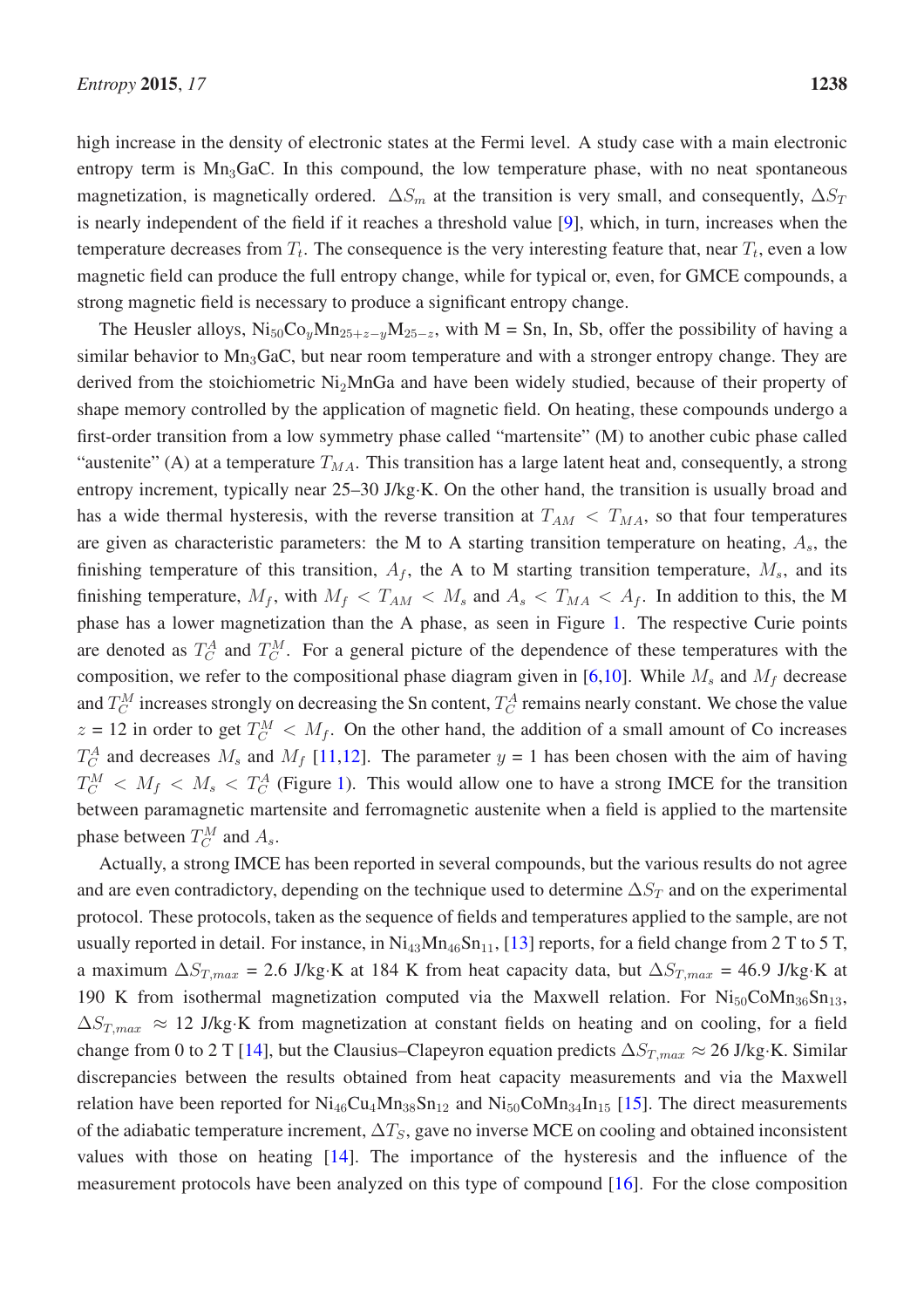high increase in the density of electronic states at the Fermi level. A study case with a main electronic entropy term is $Mn_3GaC$. In this compound, the low temperature phase, with no neat spontaneous magnetization, is magnetically ordered. $\Delta S_m$ at the transition is very small, and consequently, $\Delta S_T$ is nearly independent of the field if it reaches a threshold value [9], which, in turn, increases when the temperature decreases from $T_t$. The consequence is the very interesting feature that, near $T_t$, even a low magnetic field can produce the full entropy change, while for typical or, even, for GMCE compounds, a strong magnetic field is necessary to produce a significant entropy change.

The Heusler alloys, $Ni_{50}Co_yMn_{25+z-y}M_{25-z}$, with M = Sn, In, Sb, offer the possibility of having a similar behavior to $Mn_3GaC$, but near room temperature and with a stronger entropy change. They are derived from the stoichiometric $Ni_2MnGa$ and have been widely studied, because of their property of shape memory controlled by the application of magnetic field. On heating, these compounds undergo a first-order transition from a low symmetry phase called "martensite" (M) to another cubic phase called "austenite" (A) at a temperature $T_{MA}$. This transition has a large latent heat and, consequently, a strong entropy increment, typically near 25–30 J/kg·K. On the other hand, the transition is usually broad and has a wide thermal hysteresis, with the reverse transition at $T_{AM} < T_{MA}$, so that four temperatures are given as characteristic parameters: the M to A starting transition temperature on heating, $A_s$, the finishing temperature of this transition, $A_f$, the A to M starting transition temperature, $M_s$, and its finishing temperature, $M_f$, with $M_f < T_{AM} < M_s$ and $A_s < T_{MA} < A_f$. In addition to this, the M phase has a lower magnetization than the A phase, as seen in Figure 1. The respective Curie points are denoted as $T_C^A$ and $T_C^M$. For a general picture of the dependence of these temperatures with the composition, we refer to the compositional phase diagram given in [6,10]. While $M_s$ and $M_f$ decrease and $T_C^M$ increases strongly on decreasing the Sn content, $T_C^A$ remains nearly constant. We chose the value $z$ = 12 in order to get $T_C^M < M_f$. On the other hand, the addition of a small amount of Co increases $T_C^A$ and decreases $M_s$ and $M_f$ [11,12]. The parameter $y$ = 1 has been chosen with the aim of having $T_C^M < M_f < M_s < T_C^A$ (Figure 1). This would allow one to have a strong IMCE for the transition between paramagnetic martensite and ferromagnetic austenite when a field is applied to the martensite phase between $T_C^M$ and $A_s$.

Actually, a strong IMCE has been reported in several compounds, but the various results do not agree and are even contradictory, depending on the technique used to determine $\Delta S_T$ and on the experimental protocol. These protocols, taken as the sequence of fields and temperatures applied to the sample, are not usually reported in detail. For instance, in $Ni_{43}Mn_{46}Sn_{11}$, [13] reports, for a field change from 2 T to 5 T, a maximum $\Delta S_{T,max}$ = 2.6 J/kg·K at 184 K from heat capacity data, but $\Delta S_{T,max}$ = 46.9 J/kg·K at 190 K from isothermal magnetization computed via the Maxwell relation. For $Ni_{50}CoMn_{36}Sn_{13}$, $\Delta S_{T,max} \approx 12$ J/kg·K from magnetization at constant fields on heating and on cooling, for a field change from 0 to 2 T [14], but the Clausius–Clapeyron equation predicts $\Delta S_{T,max} \approx 26$ J/kg·K. Similar discrepancies between the results obtained from heat capacity measurements and via the Maxwell relation have been reported for $Ni_{46}Cu_4Mn_{38}Sn_{12}$ and $Ni_{50}CoMn_{34}In_{15}$ [15]. The direct measurements of the adiabatic temperature increment, $\Delta T_S$, gave no inverse MCE on cooling and obtained inconsistent values with those on heating [14]. The importance of the hysteresis and the influence of the measurement protocols have been analyzed on this type of compound [16]. For the close composition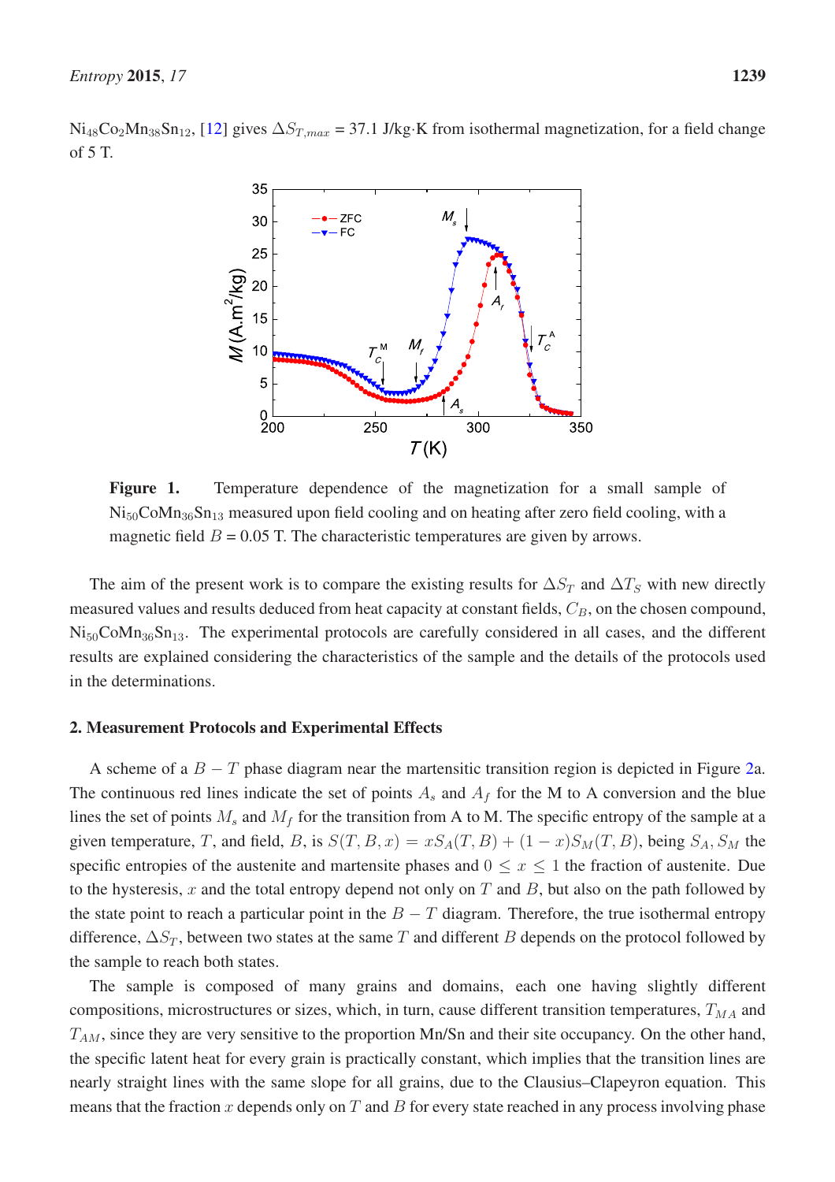$Ni_{48}Co_2Mn_{38}Sn_{12}$, [12] gives $\Delta S_{T,max}$ = 37.1 J/kg·K from isothermal magnetization, for a field change of 5 T.

**Figure 1.** Temperature dependence of the magnetization for a small sample of $Ni_{50}CoMn_{36}Sn_{13}$ measured upon field cooling and on heating after zero field cooling, with a magnetic field $B$ = 0.05 T. The characteristic temperatures are given by arrows.

The aim of the present work is to compare the existing results for $\Delta S_T$ and $\Delta T_S$ with new directly measured values and results deduced from heat capacity at constant fields, $C_B$, on the chosen compound, $Ni_{50}CoMn_{36}Sn_{13}$. The experimental protocols are carefully considered in all cases, and the different results are explained considering the characteristics of the sample and the details of the protocols used in the determinations.

## 2. Measurement Protocols and Experimental Effects

A scheme of a $B - T$ phase diagram near the martensitic transition region is depicted in Figure 2a. The continuous red lines indicate the set of points $A_s$ and $A_f$ for the M to A conversion and the blue lines the set of points $M_s$ and $M_f$ for the transition from A to M. The specific entropy of the sample at a given temperature, $T$, and field, $B$, is $S(T, B, x) = xS_A(T, B) + (1 - x)S_M(T, B)$, being $S_A, S_M$ the specific entropies of the austenite and martensite phases and $0 \leq x \leq 1$ the fraction of austenite. Due to the hysteresis, $x$ and the total entropy depend not only on $T$ and $B$, but also on the path followed by the state point to reach a particular point in the $B - T$ diagram. Therefore, the true isothermal entropy difference, $\Delta S_T$, between two states at the same $T$ and different $B$ depends on the protocol followed by the sample to reach both states.

The sample is composed of many grains and domains, each one having slightly different compositions, microstructures or sizes, which, in turn, cause different transition temperatures, $T_{MA}$ and $T_{AM}$, since they are very sensitive to the proportion Mn/Sn and their site occupancy. On the other hand, the specific latent heat for every grain is practically constant, which implies that the transition lines are nearly straight lines with the same slope for all grains, due to the Clausius–Clapeyron equation. This means that the fraction $x$ depends only on $T$ and $B$ for every state reached in any process involving phase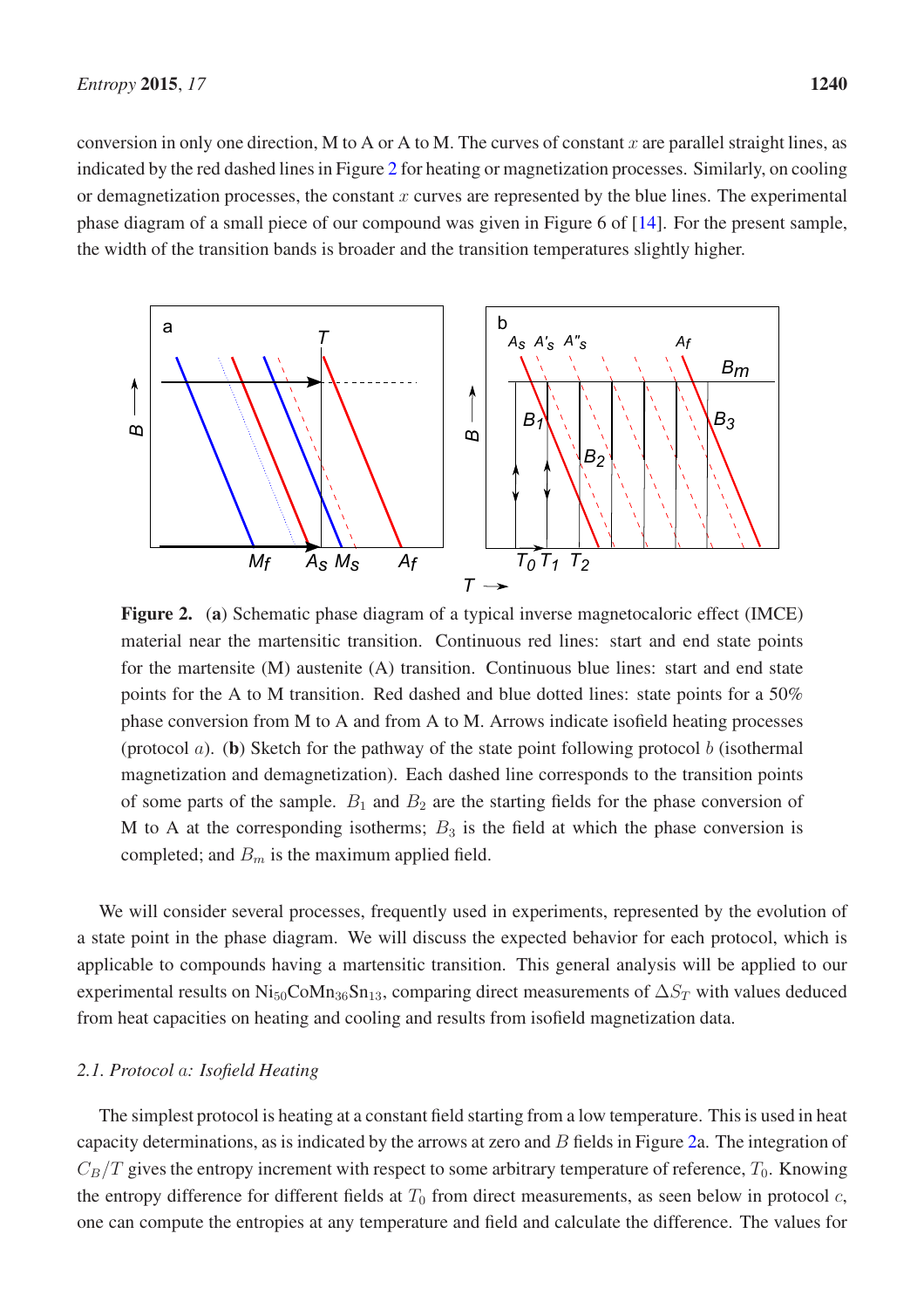conversion in only one direction, M to A or A to M. The curves of constant $x$ are parallel straight lines, as indicated by the red dashed lines in Figure 2 for heating or magnetization processes. Similarly, on cooling or demagnetization processes, the constant $x$ curves are represented by the blue lines. The experimental phase diagram of a small piece of our compound was given in Figure 6 of [14]. For the present sample, the width of the transition bands is broader and the transition temperatures slightly higher.

**Figure 2.** (**a**) Schematic phase diagram of a typical inverse magnetocaloric effect (IMCE) material near the martensitic transition. Continuous red lines: start and end state points for the martensite (M) austenite (A) transition. Continuous blue lines: start and end state points for the A to M transition. Red dashed and blue dotted lines: state points for a 50% phase conversion from M to A and from A to M. Arrows indicate isofield heating processes (protocol $a$). (**b**) Sketch for the pathway of the state point following protocol $b$ (isothermal magnetization and demagnetization). Each dashed line corresponds to the transition points of some parts of the sample. $B_1$ and $B_2$ are the starting fields for the phase conversion of M to A at the corresponding isotherms; $B_3$ is the field at which the phase conversion is completed; and $B_m$ is the maximum applied field.

We will consider several processes, frequently used in experiments, represented by the evolution of a state point in the phase diagram. We will discuss the expected behavior for each protocol, which is applicable to compounds having a martensitic transition. This general analysis will be applied to our experimental results on $Ni_{50}CoMn_{36}Sn_{13}$, comparing direct measurements of $\Delta S_T$ with values deduced from heat capacities on heating and cooling and results from isofield magnetization data.

### 2.1. Protocol $a$: Isofield Heating

The simplest protocol is heating at a constant field starting from a low temperature. This is used in heat capacity determinations, as is indicated by the arrows at zero and $B$ fields in Figure 2a. The integration of $C_B/T$ gives the entropy increment with respect to some arbitrary temperature of reference, $T_0$. Knowing the entropy difference for different fields at $T_0$ from direct measurements, as seen below in protocol $c$, one can compute the entropies at any temperature and field and calculate the difference. The values for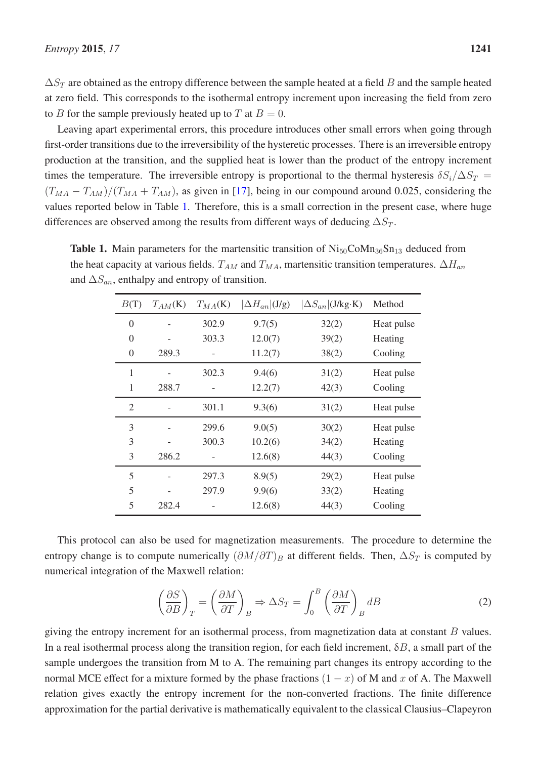$\Delta S_T$ are obtained as the entropy difference between the sample heated at a field $B$ and the sample heated at zero field. This corresponds to the isothermal entropy increment upon increasing the field from zero to $B$ for the sample previously heated up to $T$ at $B = 0$.

Leaving apart experimental errors, this procedure introduces other small errors when going through first-order transitions due to the irreversibility of the hysteretic processes. There is an irreversible entropy production at the transition, and the supplied heat is lower than the product of the entropy increment times the temperature. The irreversible entropy is proportional to the thermal hysteresis $\delta S_i/\Delta S_T = (T_{MA} - T_{AM})/(T_{MA} + T_{AM})$, as given in [17], being in our compound around 0.025, considering the values reported below in Table 1. Therefore, this is a small correction in the present case, where huge differences are observed among the results from different ways of deducing $\Delta S_T$.

**Table 1.** Main parameters for the martensitic transition of $Ni_{50}CoMn_{36}Sn_{13}$ deduced from the heat capacity at various fields. $T_{AM}$ and $T_{MA}$, martensitic transition temperatures. $\Delta H_{an}$ and $\Delta S_{an}$, enthalpy and entropy of transition.

| $B$(T) | $T_{AM}$(K) | $T_{MA}$(K) | $\lvert\Delta H_{an}\rvert$(J/g) | $\lvert\Delta S_{an}\rvert$(J/kg·K) | Method |
|---|---|---|---|---|---|
| 0 | - | 302.9 | 9.7(5) | 32(2) | Heat pulse |
| 0 | - | 303.3 | 12.0(7) | 39(2) | Heating |
| 0 | 289.3 | - | 11.2(7) | 38(2) | Cooling |
| 1 | - | 302.3 | 9.4(6) | 31(2) | Heat pulse |
| 1 | 288.7 | - | 12.2(7) | 42(3) | Cooling |
| 2 | - | 301.1 | 9.3(6) | 31(2) | Heat pulse |
| 3 | - | 299.6 | 9.0(5) | 30(2) | Heat pulse |
| 3 | - | 300.3 | 10.2(6) | 34(2) | Heating |
| 3 | 286.2 | - | 12.6(8) | 44(3) | Cooling |
| 5 | - | 297.3 | 8.9(5) | 29(2) | Heat pulse |
| 5 | - | 297.9 | 9.9(6) | 33(2) | Heating |
| 5 | 282.4 | - | 12.6(8) | 44(3) | Cooling |

This protocol can also be used for magnetization measurements. The procedure to determine the entropy change is to compute numerically $(\partial M/\partial T)_B$ at different fields. Then, $\Delta S_T$ is computed by numerical integration of the Maxwell relation:

$$\left(\frac{\partial S}{\partial B}\right)_T = \left(\frac{\partial M}{\partial T}\right)_B \Rightarrow \Delta S_T = \int_0^B \left(\frac{\partial M}{\partial T}\right)_B dB \tag{2}$$

giving the entropy increment for an isothermal process, from magnetization data at constant $B$ values. In a real isothermal process along the transition region, for each field increment, $\delta B$, a small part of the sample undergoes the transition from M to A. The remaining part changes its entropy according to the normal MCE effect for a mixture formed by the phase fractions $(1 - x)$ of M and $x$ of A. The Maxwell relation gives exactly the entropy increment for the non-converted fractions. The finite difference approximation for the partial derivative is mathematically equivalent to the classical Clausius–Clapeyron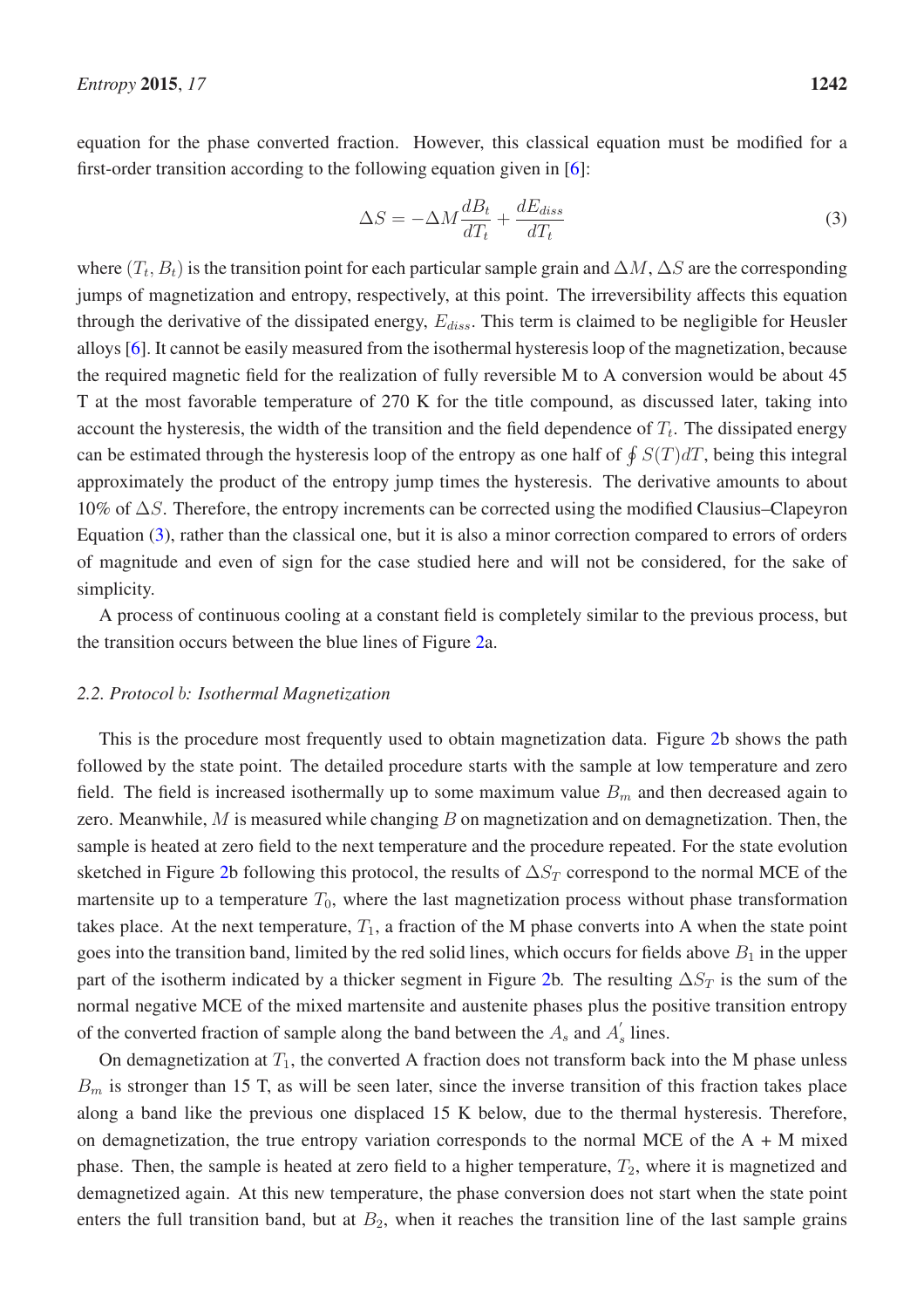equation for the phase converted fraction. However, this classical equation must be modified for a first-order transition according to the following equation given in [6]:

$$\Delta S = -\Delta M \frac{dB_t}{dT_t} + \frac{dE_{diss}}{dT_t} \tag{3}$$

where $(T_t, B_t)$ is the transition point for each particular sample grain and $\Delta M$, $\Delta S$ are the corresponding jumps of magnetization and entropy, respectively, at this point. The irreversibility affects this equation through the derivative of the dissipated energy, $E_{diss}$. This term is claimed to be negligible for Heusler alloys [6]. It cannot be easily measured from the isothermal hysteresis loop of the magnetization, because the required magnetic field for the realization of fully reversible M to A conversion would be about 45 T at the most favorable temperature of 270 K for the title compound, as discussed later, taking into account the hysteresis, the width of the transition and the field dependence of $T_t$. The dissipated energy can be estimated through the hysteresis loop of the entropy as one half of $\oint S(T)dT$, being this integral approximately the product of the entropy jump times the hysteresis. The derivative amounts to about 10% of $\Delta S$. Therefore, the entropy increments can be corrected using the modified Clausius–Clapeyron Equation (3), rather than the classical one, but it is also a minor correction compared to errors of orders of magnitude and even of sign for the case studied here and will not be considered, for the sake of simplicity.

A process of continuous cooling at a constant field is completely similar to the previous process, but the transition occurs between the blue lines of Figure 2a.

### 2.2. Protocol $b$: Isothermal Magnetization

This is the procedure most frequently used to obtain magnetization data. Figure 2b shows the path followed by the state point. The detailed procedure starts with the sample at low temperature and zero field. The field is increased isothermally up to some maximum value $B_m$ and then decreased again to zero. Meanwhile, $M$ is measured while changing $B$ on magnetization and on demagnetization. Then, the sample is heated at zero field to the next temperature and the procedure repeated. For the state evolution sketched in Figure 2b following this protocol, the results of $\Delta S_T$ correspond to the normal MCE of the martensite up to a temperature $T_0$, where the last magnetization process without phase transformation takes place. At the next temperature, $T_1$, a fraction of the M phase converts into A when the state point goes into the transition band, limited by the red solid lines, which occurs for fields above $B_1$ in the upper part of the isotherm indicated by a thicker segment in Figure 2b. The resulting $\Delta S_T$ is the sum of the normal negative MCE of the mixed martensite and austenite phases plus the positive transition entropy of the converted fraction of sample along the band between the $A_s$ and $A_s'$ lines.

On demagnetization at $T_1$, the converted A fraction does not transform back into the M phase unless $B_m$ is stronger than 15 T, as will be seen later, since the inverse transition of this fraction takes place along a band like the previous one displaced 15 K below, due to the thermal hysteresis. Therefore, on demagnetization, the true entropy variation corresponds to the normal MCE of the A + M mixed phase. Then, the sample is heated at zero field to a higher temperature, $T_2$, where it is magnetized and demagnetized again. At this new temperature, the phase conversion does not start when the state point enters the full transition band, but at $B_2$, when it reaches the transition line of the last sample grains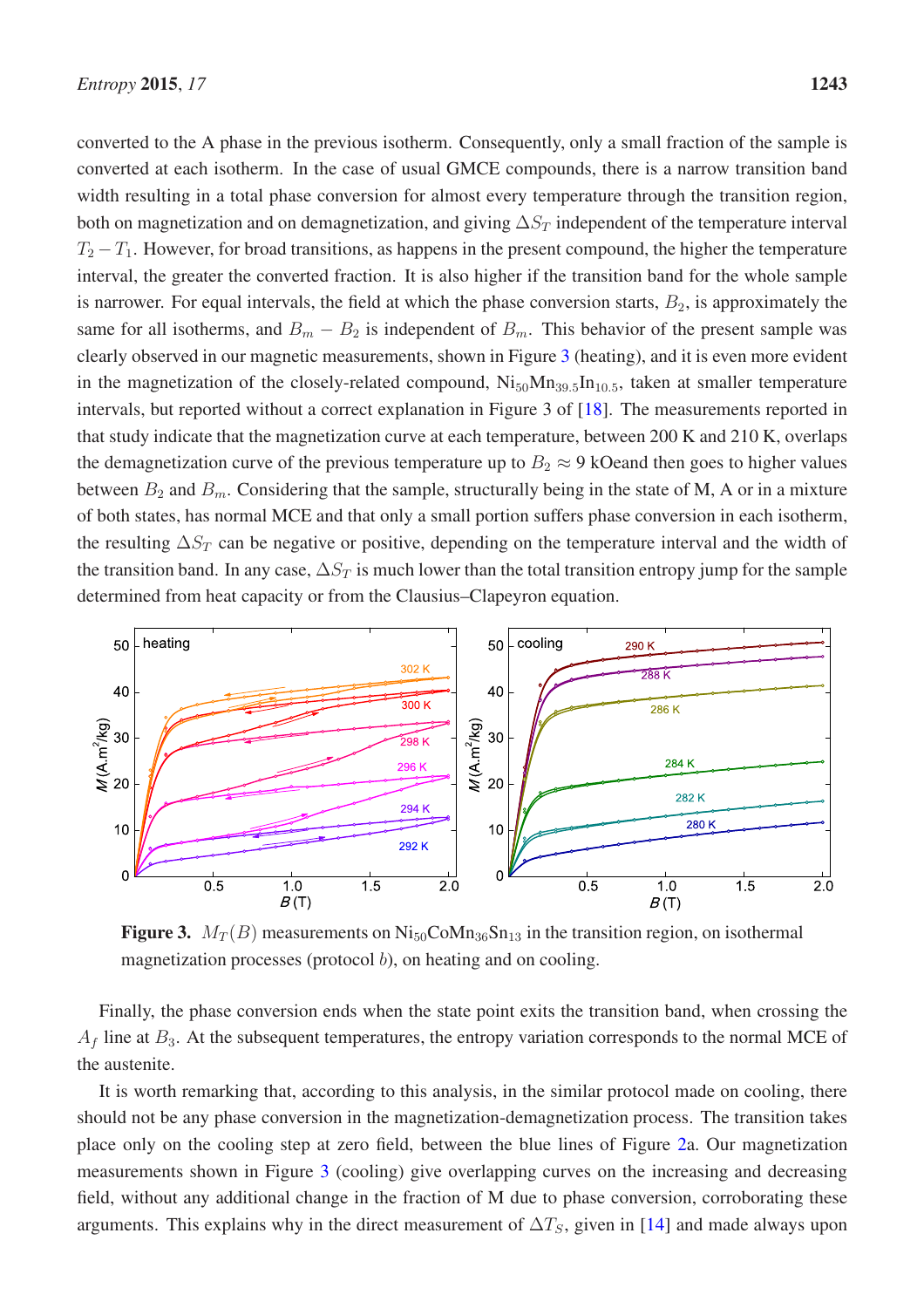converted to the A phase in the previous isotherm. Consequently, only a small fraction of the sample is converted at each isotherm. In the case of usual GMCE compounds, there is a narrow transition band width resulting in a total phase conversion for almost every temperature through the transition region, both on magnetization and on demagnetization, and giving $\Delta S_T$ independent of the temperature interval $T_2 - T_1$. However, for broad transitions, as happens in the present compound, the higher the temperature interval, the greater the converted fraction. It is also higher if the transition band for the whole sample is narrower. For equal intervals, the field at which the phase conversion starts, $B_2$, is approximately the same for all isotherms, and $B_m - B_2$ is independent of $B_m$. This behavior of the present sample was clearly observed in our magnetic measurements, shown in Figure 3 (heating), and it is even more evident in the magnetization of the closely-related compound, $Ni_{50}Mn_{39.5}In_{10.5}$, taken at smaller temperature intervals, but reported without a correct explanation in Figure 3 of [18]. The measurements reported in that study indicate that the magnetization curve at each temperature, between 200 K and 210 K, overlaps the demagnetization curve of the previous temperature up to $B_2 \approx 9$ kOeand then goes to higher values between $B_2$ and $B_m$. Considering that the sample, structurally being in the state of M, A or in a mixture of both states, has normal MCE and that only a small portion suffers phase conversion in each isotherm, the resulting $\Delta S_T$ can be negative or positive, depending on the temperature interval and the width of the transition band. In any case, $\Delta S_T$ is much lower than the total transition entropy jump for the sample determined from heat capacity or from the Clausius–Clapeyron equation.

**Figure 3.** $M_T(B)$ measurements on $Ni_{50}CoMn_{36}Sn_{13}$ in the transition region, on isothermal magnetization processes (protocol $b$), on heating and on cooling.

Finally, the phase conversion ends when the state point exits the transition band, when crossing the $A_f$ line at $B_3$. At the subsequent temperatures, the entropy variation corresponds to the normal MCE of the austenite.

It is worth remarking that, according to this analysis, in the similar protocol made on cooling, there should not be any phase conversion in the magnetization-demagnetization process. The transition takes place only on the cooling step at zero field, between the blue lines of Figure 2a. Our magnetization measurements shown in Figure 3 (cooling) give overlapping curves on the increasing and decreasing field, without any additional change in the fraction of M due to phase conversion, corroborating these arguments. This explains why in the direct measurement of $\Delta T_S$, given in [14] and made always upon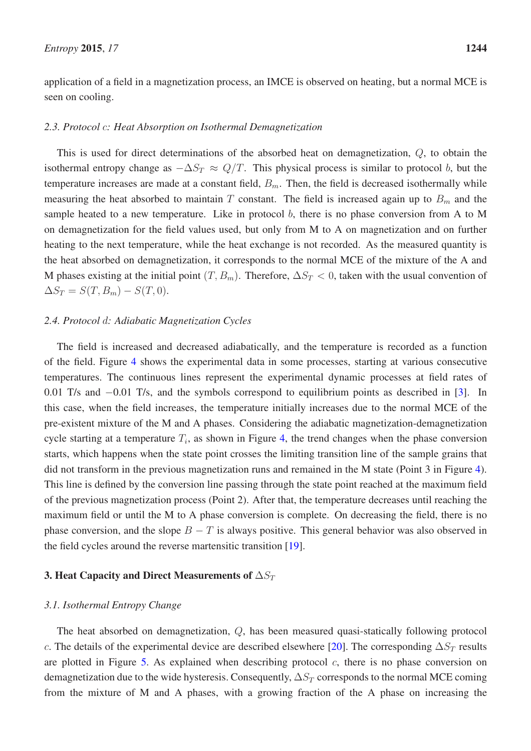application of a field in a magnetization process, an IMCE is observed on heating, but a normal MCE is seen on cooling.

### 2.3. Protocol $c$: Heat Absorption on Isothermal Demagnetization

This is used for direct determinations of the absorbed heat on demagnetization, $Q$, to obtain the isothermal entropy change as $-\Delta S_T \approx Q/T$. This physical process is similar to protocol $b$, but the temperature increases are made at a constant field, $B_m$. Then, the field is decreased isothermally while measuring the heat absorbed to maintain $T$ constant. The field is increased again up to $B_m$ and the sample heated to a new temperature. Like in protocol $b$, there is no phase conversion from A to M on demagnetization for the field values used, but only from M to A on magnetization and on further heating to the next temperature, while the heat exchange is not recorded. As the measured quantity is the heat absorbed on demagnetization, it corresponds to the normal MCE of the mixture of the A and M phases existing at the initial point $(T, B_m)$. Therefore, $\Delta S_T < 0$, taken with the usual convention of $\Delta S_T = S(T, B_m) - S(T, 0)$.

### 2.4. Protocol $d$: Adiabatic Magnetization Cycles

The field is increased and decreased adiabatically, and the temperature is recorded as a function of the field. Figure 4 shows the experimental data in some processes, starting at various consecutive temperatures. The continuous lines represent the experimental dynamic processes at field rates of 0.01 T/s and −0.01 T/s, and the symbols correspond to equilibrium points as described in [3]. In this case, when the field increases, the temperature initially increases due to the normal MCE of the pre-existent mixture of the M and A phases. Considering the adiabatic magnetization-demagnetization cycle starting at a temperature $T_i$, as shown in Figure 4, the trend changes when the phase conversion starts, which happens when the state point crosses the limiting transition line of the sample grains that did not transform in the previous magnetization runs and remained in the M state (Point 3 in Figure 4). This line is defined by the conversion line passing through the state point reached at the maximum field of the previous magnetization process (Point 2). After that, the temperature decreases until reaching the maximum field or until the M to A phase conversion is complete. On decreasing the field, there is no phase conversion, and the slope $B - T$ is always positive. This general behavior was also observed in the field cycles around the reverse martensitic transition [19].

## 3. Heat Capacity and Direct Measurements of $\Delta S_T$

### 3.1. Isothermal Entropy Change

The heat absorbed on demagnetization, $Q$, has been measured quasi-statically following protocol $c$. The details of the experimental device are described elsewhere [20]. The corresponding $\Delta S_T$ results are plotted in Figure 5. As explained when describing protocol $c$, there is no phase conversion on demagnetization due to the wide hysteresis. Consequently, $\Delta S_T$ corresponds to the normal MCE coming from the mixture of M and A phases, with a growing fraction of the A phase on increasing the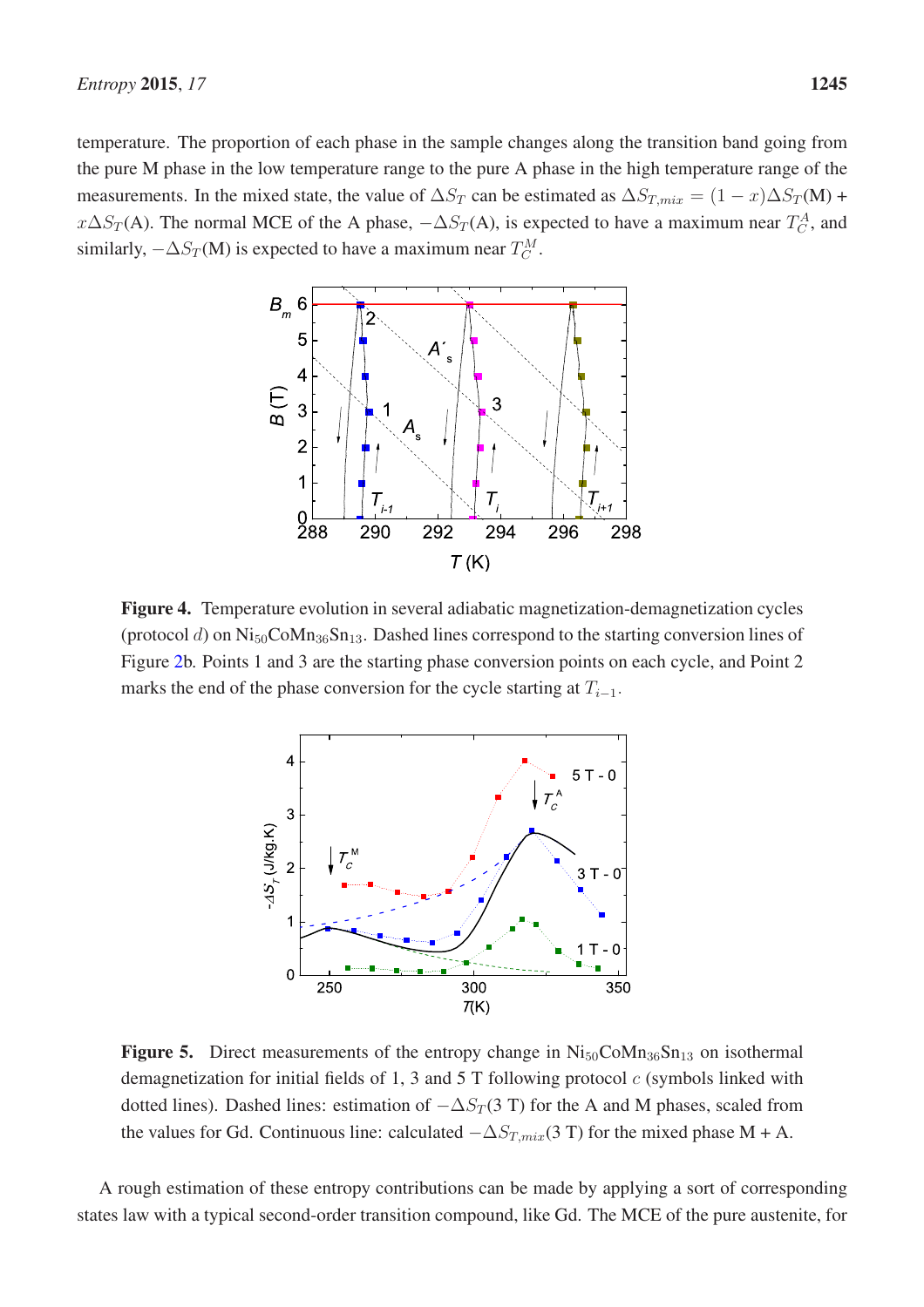temperature. The proportion of each phase in the sample changes along the transition band going from the pure M phase in the low temperature range to the pure A phase in the high temperature range of the measurements. In the mixed state, the value of $\Delta S_T$ can be estimated as $\Delta S_{T,mix} = (1-x)\Delta S_T(\text{M}) + x\Delta S_T(\text{A})$. The normal MCE of the A phase, $-\Delta S_T(\text{A})$, is expected to have a maximum near $T_C^A$, and similarly, $-\Delta S_T(\text{M})$ is expected to have a maximum near $T_C^M$.

**Figure 4.** Temperature evolution in several adiabatic magnetization-demagnetization cycles (protocol $d$) on $Ni_{50}CoMn_{36}Sn_{13}$. Dashed lines correspond to the starting conversion lines of Figure 2b. Points 1 and 3 are the starting phase conversion points on each cycle, and Point 2 marks the end of the phase conversion for the cycle starting at $T_{i-1}$.

**Figure 5.** Direct measurements of the entropy change in $Ni_{50}CoMn_{36}Sn_{13}$ on isothermal demagnetization for initial fields of 1, 3 and 5 T following protocol $c$ (symbols linked with dotted lines). Dashed lines: estimation of $-\Delta S_T$(3 T) for the A and M phases, scaled from the values for Gd. Continuous line: calculated $-\Delta S_{T,mix}$(3 T) for the mixed phase M + A.

A rough estimation of these entropy contributions can be made by applying a sort of corresponding states law with a typical second-order transition compound, like Gd. The MCE of the pure austenite, for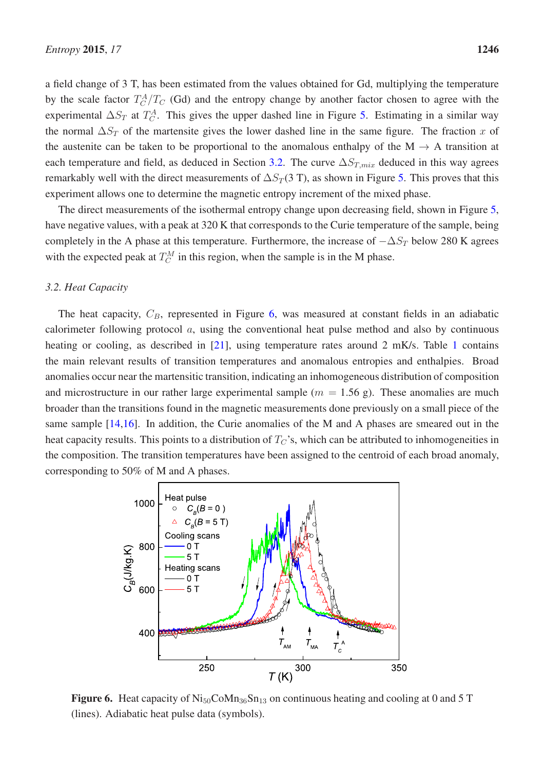a field change of 3 T, has been estimated from the values obtained for Gd, multiplying the temperature by the scale factor $T_C^A/T_C$ (Gd) and the entropy change by another factor chosen to agree with the experimental $\Delta S_T$ at $T_C^A$. This gives the upper dashed line in Figure 5. Estimating in a similar way the normal $\Delta S_T$ of the martensite gives the lower dashed line in the same figure. The fraction $x$ of the austenite can be taken to be proportional to the anomalous enthalpy of the M $\rightarrow$ A transition at each temperature and field, as deduced in Section 3.2. The curve $\Delta S_{T,mix}$ deduced in this way agrees remarkably well with the direct measurements of $\Delta S_T$(3 T), as shown in Figure 5. This proves that this experiment allows one to determine the magnetic entropy increment of the mixed phase.

The direct measurements of the isothermal entropy change upon decreasing field, shown in Figure 5, have negative values, with a peak at 320 K that corresponds to the Curie temperature of the sample, being completely in the A phase at this temperature. Furthermore, the increase of $-\Delta S_T$ below 280 K agrees with the expected peak at $T_C^M$ in this region, when the sample is in the M phase.

### 3.2. Heat Capacity

The heat capacity, $C_B$, represented in Figure 6, was measured at constant fields in an adiabatic calorimeter following protocol $a$, using the conventional heat pulse method and also by continuous heating or cooling, as described in [21], using temperature rates around 2 mK/s. Table 1 contains the main relevant results of transition temperatures and anomalous entropies and enthalpies. Broad anomalies occur near the martensitic transition, indicating an inhomogeneous distribution of composition and microstructure in our rather large experimental sample ($m$ = 1.56 g). These anomalies are much broader than the transitions found in the magnetic measurements done previously on a small piece of the same sample [14,16]. In addition, the Curie anomalies of the M and A phases are smeared out in the heat capacity results. This points to a distribution of $T_C$'s, which can be attributed to inhomogeneities in the composition. The transition temperatures have been assigned to the centroid of each broad anomaly, corresponding to 50% of M and A phases.

**Figure 6.** Heat capacity of $Ni_{50}CoMn_{36}Sn_{13}$ on continuous heating and cooling at 0 and 5 T (lines). Adiabatic heat pulse data (symbols).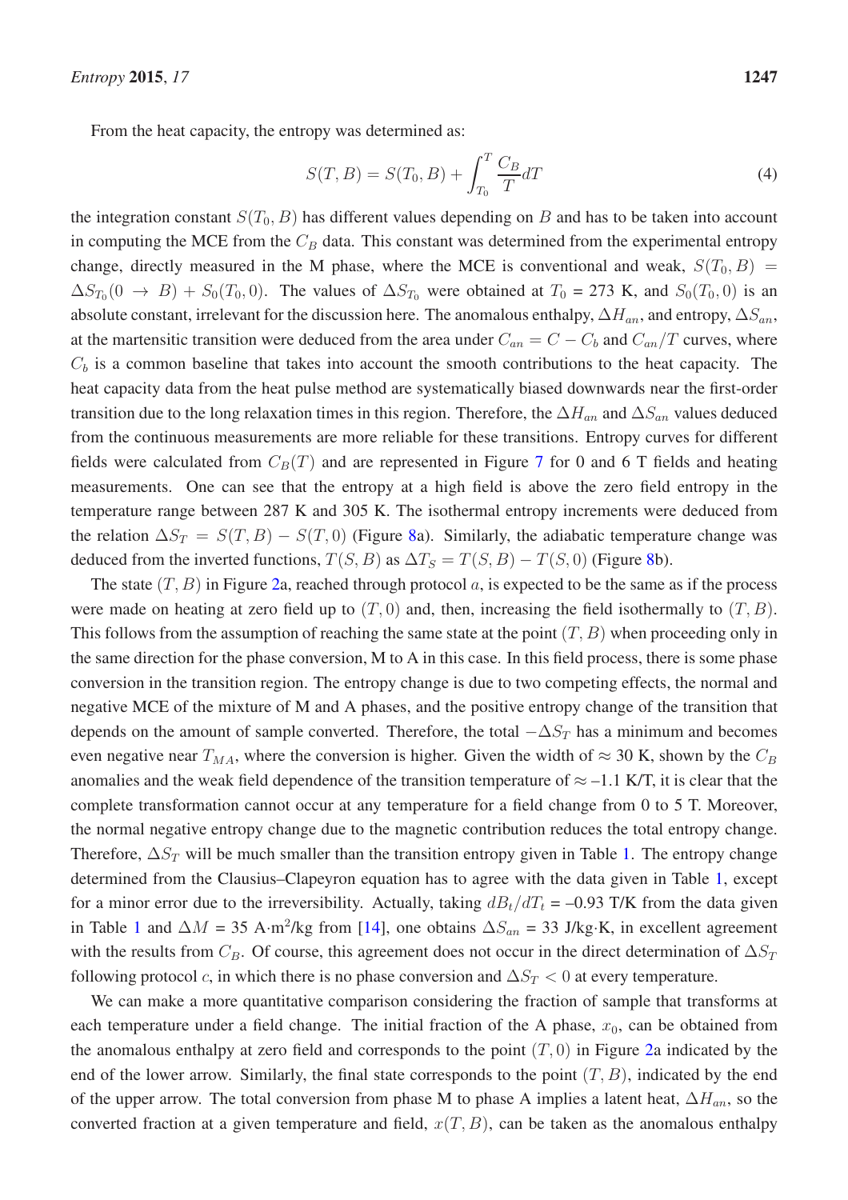From the heat capacity, the entropy was determined as:

$$S(T, B) = S(T_0, B) + \int_{T_0}^{T} \frac{C_B}{T} dT \tag{4}$$

the integration constant $S(T_0, B)$ has different values depending on $B$ and has to be taken into account in computing the MCE from the $C_B$ data. This constant was determined from the experimental entropy change, directly measured in the M phase, where the MCE is conventional and weak, $S(T_0, B) = \Delta S_{T_0}(0 \rightarrow B) + S_0(T_0, 0)$. The values of $\Delta S_{T_0}$ were obtained at $T_0$ = 273 K, and $S_0(T_0, 0)$ is an absolute constant, irrelevant for the discussion here. The anomalous enthalpy, $\Delta H_{an}$, and entropy, $\Delta S_{an}$, at the martensitic transition were deduced from the area under $C_{an} = C - C_b$ and $C_{an}/T$ curves, where $C_b$ is a common baseline that takes into account the smooth contributions to the heat capacity. The heat capacity data from the heat pulse method are systematically biased downwards near the first-order transition due to the long relaxation times in this region. Therefore, the $\Delta H_{an}$ and $\Delta S_{an}$ values deduced from the continuous measurements are more reliable for these transitions. Entropy curves for different fields were calculated from $C_B(T)$ and are represented in Figure 7 for 0 and 6 T fields and heating measurements. One can see that the entropy at a high field is above the zero field entropy in the temperature range between 287 K and 305 K. The isothermal entropy increments were deduced from the relation $\Delta S_T = S(T, B) - S(T, 0)$ (Figure 8a). Similarly, the adiabatic temperature change was deduced from the inverted functions, $T(S, B)$ as $\Delta T_S = T(S, B) - T(S, 0)$ (Figure 8b).

The state $(T, B)$ in Figure 2a, reached through protocol $a$, is expected to be the same as if the process were made on heating at zero field up to $(T, 0)$ and, then, increasing the field isothermally to $(T, B)$. This follows from the assumption of reaching the same state at the point $(T, B)$ when proceeding only in the same direction for the phase conversion, M to A in this case. In this field process, there is some phase conversion in the transition region. The entropy change is due to two competing effects, the normal and negative MCE of the mixture of M and A phases, and the positive entropy change of the transition that depends on the amount of sample converted. Therefore, the total $-\Delta S_T$ has a minimum and becomes even negative near $T_{MA}$, where the conversion is higher. Given the width of $\approx$ 30 K, shown by the $C_B$ anomalies and the weak field dependence of the transition temperature of $\approx$ –1.1 K/T, it is clear that the complete transformation cannot occur at any temperature for a field change from 0 to 5 T. Moreover, the normal negative entropy change due to the magnetic contribution reduces the total entropy change. Therefore, $\Delta S_T$ will be much smaller than the transition entropy given in Table 1. The entropy change determined from the Clausius–Clapeyron equation has to agree with the data given in Table 1, except for a minor error due to the irreversibility. Actually, taking $dB_t/dT_t$ = –0.93 T/K from the data given in Table 1 and $\Delta M$ = 35 A·m$^2$/kg from [14], one obtains $\Delta S_{an}$ = 33 J/kg·K, in excellent agreement with the results from $C_B$. Of course, this agreement does not occur in the direct determination of $\Delta S_T$ following protocol $c$, in which there is no phase conversion and $\Delta S_T < 0$ at every temperature.

We can make a more quantitative comparison considering the fraction of sample that transforms at each temperature under a field change. The initial fraction of the A phase, $x_0$, can be obtained from the anomalous enthalpy at zero field and corresponds to the point $(T, 0)$ in Figure 2a indicated by the end of the lower arrow. Similarly, the final state corresponds to the point $(T, B)$, indicated by the end of the upper arrow. The total conversion from phase M to phase A implies a latent heat, $\Delta H_{an}$, so the converted fraction at a given temperature and field, $x(T, B)$, can be taken as the anomalous enthalpy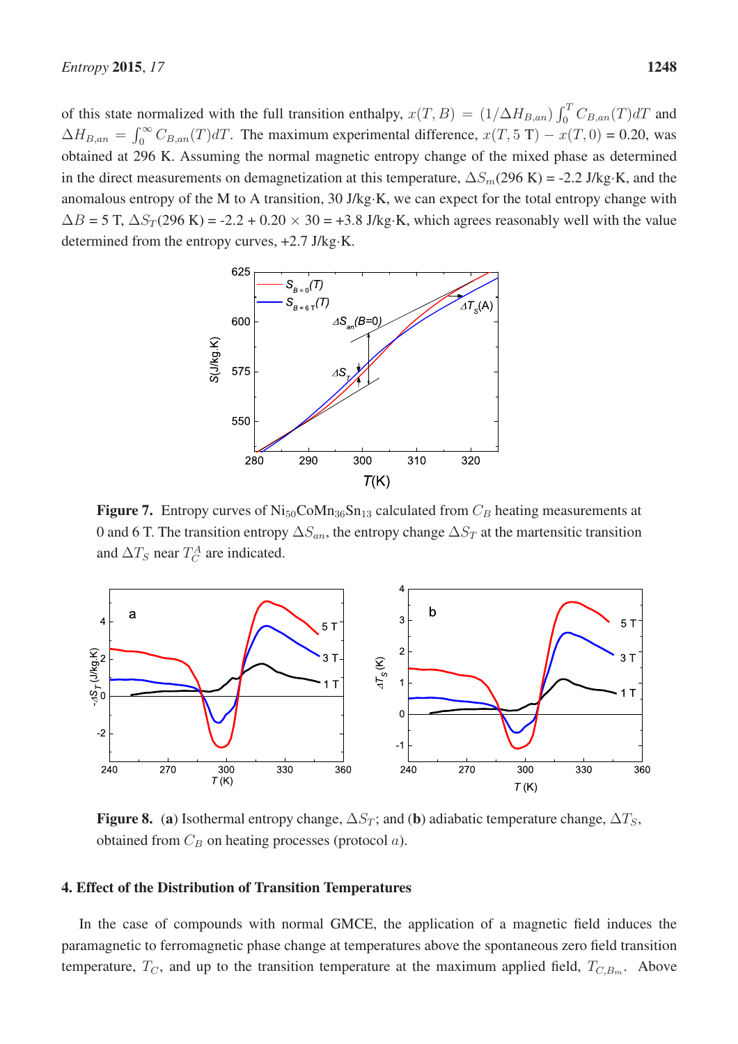of this state normalized with the full transition enthalpy, $x(T,B) = (1/\Delta H_{B,an}) \int_0^T C_{B,an}(T)dT$ and $\Delta H_{B,an} = \int_0^\infty C_{B,an}(T)dT$. The maximum experimental difference, $x(T, 5\text{ T}) - x(T, 0)$ = 0.20, was obtained at 296 K. Assuming the normal magnetic entropy change of the mixed phase as determined in the direct measurements on demagnetization at this temperature, $\Delta S_m$(296 K) = -2.2 J/kg·K, and the anomalous entropy of the M to A transition, 30 J/kg·K, we can expect for the total entropy change with $\Delta B$ = 5 T, $\Delta S_T$(296 K) = -2.2 + 0.20 × 30 = +3.8 J/kg·K, which agrees reasonably well with the value determined from the entropy curves, +2.7 J/kg·K.

**Figure 7.** Entropy curves of $Ni_{50}CoMn_{36}Sn_{13}$ calculated from $C_B$ heating measurements at 0 and 6 T. The transition entropy $\Delta S_{an}$, the entropy change $\Delta S_T$ at the martensitic transition and $\Delta T_S$ near $T_C^A$ are indicated.

**Figure 8.** (**a**) Isothermal entropy change, $\Delta S_T$; and (**b**) adiabatic temperature change, $\Delta T_S$, obtained from $C_B$ on heating processes (protocol $a$).

## 4. Effect of the Distribution of Transition Temperatures

In the case of compounds with normal GMCE, the application of a magnetic field induces the paramagnetic to ferromagnetic phase change at temperatures above the spontaneous zero field transition temperature, $T_C$, and up to the transition temperature at the maximum applied field, $T_{C,B_m}$. Above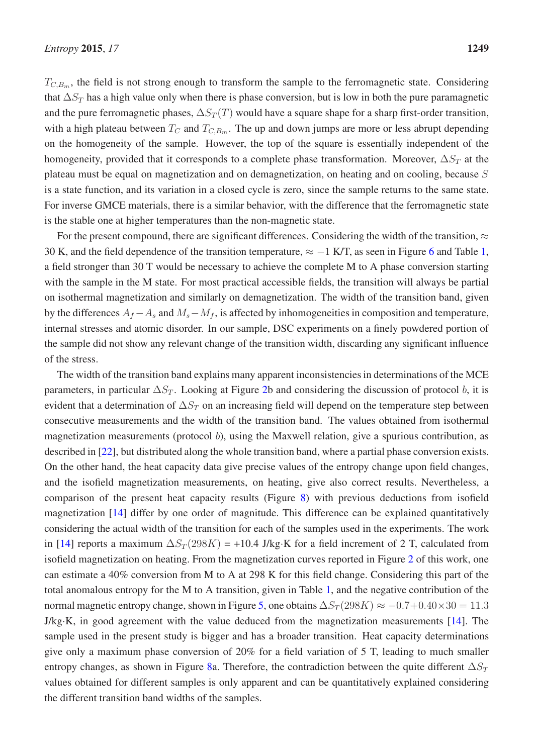$T_{C,B_m}$, the field is not strong enough to transform the sample to the ferromagnetic state. Considering that $\Delta S_T$ has a high value only when there is phase conversion, but is low in both the pure paramagnetic and the pure ferromagnetic phases, $\Delta S_T(T)$ would have a square shape for a sharp first-order transition, with a high plateau between $T_C$ and $T_{C,B_m}$. The up and down jumps are more or less abrupt depending on the homogeneity of the sample. However, the top of the square is essentially independent of the homogeneity, provided that it corresponds to a complete phase transformation. Moreover, $\Delta S_T$ at the plateau must be equal on magnetization and on demagnetization, on heating and on cooling, because $S$ is a state function, and its variation in a closed cycle is zero, since the sample returns to the same state. For inverse GMCE materials, there is a similar behavior, with the difference that the ferromagnetic state is the stable one at higher temperatures than the non-magnetic state.

For the present compound, there are significant differences. Considering the width of the transition, $\approx$ 30 K, and the field dependence of the transition temperature, $\approx -1$ K/T, as seen in Figure 6 and Table 1, a field stronger than 30 T would be necessary to achieve the complete M to A phase conversion starting with the sample in the M state. For most practical accessible fields, the transition will always be partial on isothermal magnetization and similarly on demagnetization. The width of the transition band, given by the differences $A_f - A_s$ and $M_s - M_f$, is affected by inhomogeneities in composition and temperature, internal stresses and atomic disorder. In our sample, DSC experiments on a finely powdered portion of the sample did not show any relevant change of the transition width, discarding any significant influence of the stress.

The width of the transition band explains many apparent inconsistencies in determinations of the MCE parameters, in particular $\Delta S_T$. Looking at Figure 2b and considering the discussion of protocol $b$, it is evident that a determination of $\Delta S_T$ on an increasing field will depend on the temperature step between consecutive measurements and the width of the transition band. The values obtained from isothermal magnetization measurements (protocol $b$), using the Maxwell relation, give a spurious contribution, as described in [22], but distributed along the whole transition band, where a partial phase conversion exists. On the other hand, the heat capacity data give precise values of the entropy change upon field changes, and the isofield magnetization measurements, on heating, give also correct results. Nevertheless, a comparison of the present heat capacity results (Figure 8) with previous deductions from isofield magnetization [14] differ by one order of magnitude. This difference can be explained quantitatively considering the actual width of the transition for each of the samples used in the experiments. The work in [14] reports a maximum $\Delta S_T(298K)$ = +10.4 J/kg·K for a field increment of 2 T, calculated from isofield magnetization on heating. From the magnetization curves reported in Figure 2 of this work, one can estimate a 40% conversion from M to A at 298 K for this field change. Considering this part of the total anomalous entropy for the M to A transition, given in Table 1, and the negative contribution of the normal magnetic entropy change, shown in Figure 5, one obtains $\Delta S_T(298K) \approx -0.7 + 0.40 \times 30 = 11.3$ J/kg·K, in good agreement with the value deduced from the magnetization measurements [14]. The sample used in the present study is bigger and has a broader transition. Heat capacity determinations give only a maximum phase conversion of 20% for a field variation of 5 T, leading to much smaller entropy changes, as shown in Figure 8a. Therefore, the contradiction between the quite different $\Delta S_T$ values obtained for different samples is only apparent and can be quantitatively explained considering the different transition band widths of the samples.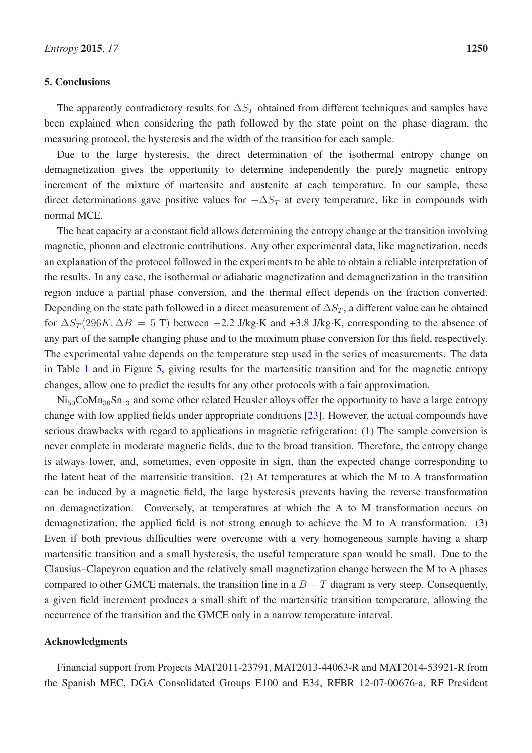## 5. Conclusions

The apparently contradictory results for $\Delta S_T$ obtained from different techniques and samples have been explained when considering the path followed by the state point on the phase diagram, the measuring protocol, the hysteresis and the width of the transition for each sample.

Due to the large hysteresis, the direct determination of the isothermal entropy change on demagnetization gives the opportunity to determine independently the purely magnetic entropy increment of the mixture of martensite and austenite at each temperature. In our sample, these direct determinations gave positive values for $-\Delta S_T$ at every temperature, like in compounds with normal MCE.

The heat capacity at a constant field allows determining the entropy change at the transition involving magnetic, phonon and electronic contributions. Any other experimental data, like magnetization, needs an explanation of the protocol followed in the experiments to be able to obtain a reliable interpretation of the results. In any case, the isothermal or adiabatic magnetization and demagnetization in the transition region induce a partial phase conversion, and the thermal effect depends on the fraction converted. Depending on the state path followed in a direct measurement of $\Delta S_T$, a different value can be obtained for $\Delta S_T(296K, \Delta B = 5\text{ T})$ between $-2.2$ J/kg·K and +3.8 J/kg·K, corresponding to the absence of any part of the sample changing phase and to the maximum phase conversion for this field, respectively. The experimental value depends on the temperature step used in the series of measurements. The data in Table 1 and in Figure 5, giving results for the martensitic transition and for the magnetic entropy changes, allow one to predict the results for any other protocols with a fair approximation.

$Ni_{50}CoMn_{36}Sn_{13}$ and some other related Heusler alloys offer the opportunity to have a large entropy change with low applied fields under appropriate conditions [23]. However, the actual compounds have serious drawbacks with regard to applications in magnetic refrigeration: (1) The sample conversion is never complete in moderate magnetic fields, due to the broad transition. Therefore, the entropy change is always lower, and, sometimes, even opposite in sign, than the expected change corresponding to the latent heat of the martensitic transition. (2) At temperatures at which the M to A transformation can be induced by a magnetic field, the large hysteresis prevents having the reverse transformation on demagnetization. Conversely, at temperatures at which the A to M transformation occurs on demagnetization, the applied field is not strong enough to achieve the M to A transformation. (3) Even if both previous difficulties were overcome with a very homogeneous sample having a sharp martensitic transition and a small hysteresis, the useful temperature span would be small. Due to the Clausius–Clapeyron equation and the relatively small magnetization change between the M to A phases compared to other GMCE materials, the transition line in a $B - T$ diagram is very steep. Consequently, a given field increment produces a small shift of the martensitic transition temperature, allowing the occurrence of the transition and the GMCE only in a narrow temperature interval.

## Acknowledgments

Financial support from Projects MAT2011-23791, MAT2013-44063-R and MAT2014-53921-R from the Spanish MEC, DGA Consolidated Groups E100 and E34, RFBR 12-07-00676-a, RF President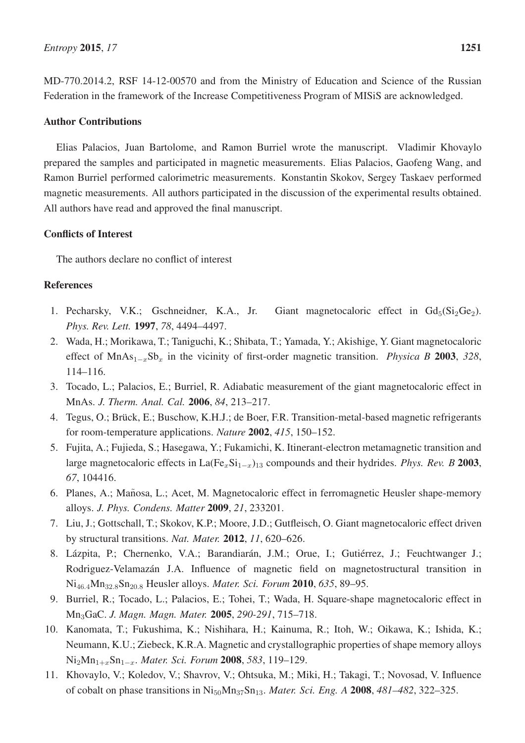MD-770.2014.2, RSF 14-12-00570 and from the Ministry of Education and Science of the Russian Federation in the framework of the Increase Competitiveness Program of MISiS are acknowledged.

### Author Contributions

Elias Palacios, Juan Bartolome, and Ramon Burriel wrote the manuscript. Vladimir Khovaylo prepared the samples and participated in magnetic measurements. Elias Palacios, Gaofeng Wang, and Ramon Burriel performed calorimetric measurements. Konstantin Skokov, Sergey Taskaev performed magnetic measurements. All authors participated in the discussion of the experimental results obtained. All authors have read and approved the final manuscript.

### Conflicts of Interest

The authors declare no conflict of interest

### References

1. Pecharsky, V.K.; Gschneidner, K.A., Jr. Giant magnetocaloric effect in $Gd_5(Si_2Ge_2)$. *Phys. Rev. Lett.* **1997**, *78*, 4494–4497.
2. Wada, H.; Morikawa, T.; Taniguchi, K.; Shibata, T.; Yamada, Y.; Akishige, Y. Giant magnetocaloric effect of $MnAs_{1-x}Sb_x$ in the vicinity of first-order magnetic transition. *Physica B* **2003**, *328*, 114–116.
3. Tocado, L.; Palacios, E.; Burriel, R. Adiabatic measurement of the giant magnetocaloric effect in MnAs. *J. Therm. Anal. Cal.* **2006**, *84*, 213–217.
4. Tegus, O.; Brück, E.; Buschow, K.H.J.; de Boer, F.R. Transition-metal-based magnetic refrigerants for room-temperature applications. *Nature* **2002**, *415*, 150–152.
5. Fujita, A.; Fujieda, S.; Hasegawa, Y.; Fukamichi, K. Itinerant-electron metamagnetic transition and large magnetocaloric effects in $La(Fe_xSi_{1-x})_{13}$ compounds and their hydrides. *Phys. Rev. B* **2003**, *67*, 104416.
6. Planes, A.; Mañosa, L.; Acet, M. Magnetocaloric effect in ferromagnetic Heusler shape-memory alloys. *J. Phys. Condens. Matter* **2009**, *21*, 233201.
7. Liu, J.; Gottschall, T.; Skokov, K.P.; Moore, J.D.; Gutfleisch, O. Giant magnetocaloric effect driven by structural transitions. *Nat. Mater.* **2012**, *11*, 620–626.
8. Lázpita, P.; Chernenko, V.A.; Barandiarán, J.M.; Orue, I.; Gutiérrez, J.; Feuchtwanger J.; Rodriguez-Velamazán J.A. Influence of magnetic field on magnetostructural transition in $Ni_{46.4}Mn_{32.8}Sn_{20.8}$ Heusler alloys. *Mater. Sci. Forum* **2010**, *635*, 89–95.
9. Burriel, R.; Tocado, L.; Palacios, E.; Tohei, T.; Wada, H. Square-shape magnetocaloric effect in $Mn_3GaC$. *J. Magn. Magn. Mater.* **2005**, *290-291*, 715–718.
10. Kanomata, T.; Fukushima, K.; Nishihara, H.; Kainuma, R.; Itoh, W.; Oikawa, K.; Ishida, K.; Neumann, K.U.; Ziebeck, K.R.A. Magnetic and crystallographic properties of shape memory alloys $Ni_2Mn_{1+x}Sn_{1-x}$. *Mater. Sci. Forum* **2008**, *583*, 119–129.
11. Khovaylo, V.; Koledov, V.; Shavrov, V.; Ohtsuka, M.; Miki, H.; Takagi, T.; Novosad, V. Influence of cobalt on phase transitions in $Ni_{50}Mn_{37}Sn_{13}$. *Mater. Sci. Eng. A* **2008**, *481–482*, 322–325.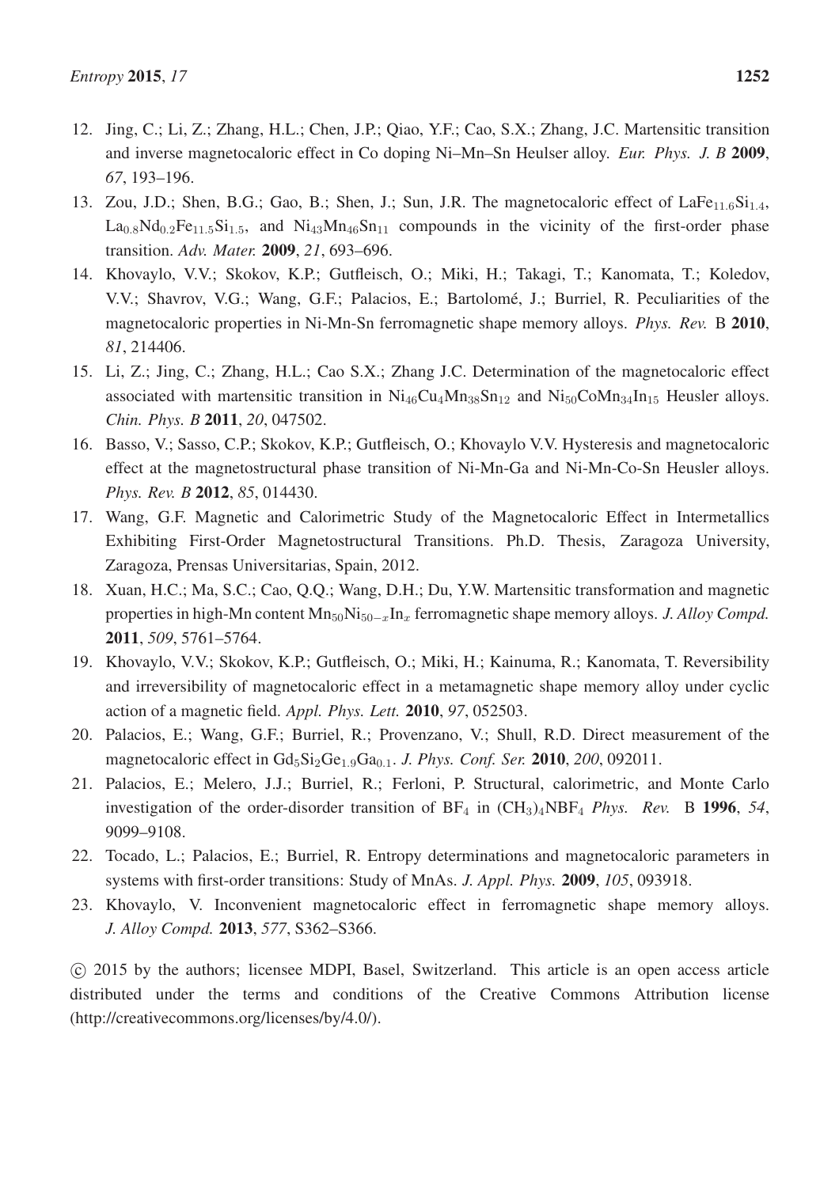12. Jing, C.; Li, Z.; Zhang, H.L.; Chen, J.P.; Qiao, Y.F.; Cao, S.X.; Zhang, J.C. Martensitic transition and inverse magnetocaloric effect in Co doping Ni–Mn–Sn Heulser alloy. *Eur. Phys. J. B* **2009**, *67*, 193–196.
13. Zou, J.D.; Shen, B.G.; Gao, B.; Shen, J.; Sun, J.R. The magnetocaloric effect of $LaFe_{11.6}Si_{1.4}$, $La_{0.8}Nd_{0.2}Fe_{11.5}Si_{1.5}$, and $Ni_{43}Mn_{46}Sn_{11}$ compounds in the vicinity of the first-order phase transition. *Adv. Mater.* **2009**, *21*, 693–696.
14. Khovaylo, V.V.; Skokov, K.P.; Gutfleisch, O.; Miki, H.; Takagi, T.; Kanomata, T.; Koledov, V.V.; Shavrov, V.G.; Wang, G.F.; Palacios, E.; Bartolomé, J.; Burriel, R. Peculiarities of the magnetocaloric properties in Ni-Mn-Sn ferromagnetic shape memory alloys. *Phys. Rev.* B **2010**, *81*, 214406.
15. Li, Z.; Jing, C.; Zhang, H.L.; Cao S.X.; Zhang J.C. Determination of the magnetocaloric effect associated with martensitic transition in $Ni_{46}Cu_4Mn_{38}Sn_{12}$ and $Ni_{50}CoMn_{34}In_{15}$ Heusler alloys. *Chin. Phys. B* **2011**, *20*, 047502.
16. Basso, V.; Sasso, C.P.; Skokov, K.P.; Gutfleisch, O.; Khovaylo V.V. Hysteresis and magnetocaloric effect at the magnetostructural phase transition of Ni-Mn-Ga and Ni-Mn-Co-Sn Heusler alloys. *Phys. Rev. B* **2012**, *85*, 014430.
17. Wang, G.F. Magnetic and Calorimetric Study of the Magnetocaloric Effect in Intermetallics Exhibiting First-Order Magnetostructural Transitions. Ph.D. Thesis, Zaragoza University, Zaragoza, Prensas Universitarias, Spain, 2012.
18. Xuan, H.C.; Ma, S.C.; Cao, Q.Q.; Wang, D.H.; Du, Y.W. Martensitic transformation and magnetic properties in high-Mn content $Mn_{50}Ni_{50-x}In_x$ ferromagnetic shape memory alloys. *J. Alloy Compd.* **2011**, *509*, 5761–5764.
19. Khovaylo, V.V.; Skokov, K.P.; Gutfleisch, O.; Miki, H.; Kainuma, R.; Kanomata, T. Reversibility and irreversibility of magnetocaloric effect in a metamagnetic shape memory alloy under cyclic action of a magnetic field. *Appl. Phys. Lett.* **2010**, *97*, 052503.
20. Palacios, E.; Wang, G.F.; Burriel, R.; Provenzano, V.; Shull, R.D. Direct measurement of the magnetocaloric effect in $Gd_5Si_2Ge_{1.9}Ga_{0.1}$. *J. Phys. Conf. Ser.* **2010**, *200*, 092011.
21. Palacios, E.; Melero, J.J.; Burriel, R.; Ferloni, P. Structural, calorimetric, and Monte Carlo investigation of the order-disorder transition of $BF_4$ in $(CH_3)_4NBF_4$ *Phys. Rev.* B **1996**, *54*, 9099–9108.
22. Tocado, L.; Palacios, E.; Burriel, R. Entropy determinations and magnetocaloric parameters in systems with first-order transitions: Study of MnAs. *J. Appl. Phys.* **2009**, *105*, 093918.
23. Khovaylo, V. Inconvenient magnetocaloric effect in ferromagnetic shape memory alloys. *J. Alloy Compd.* **2013**, *577*, S362–S366.

© 2015 by the authors; licensee MDPI, Basel, Switzerland. This article is an open access article distributed under the terms and conditions of the Creative Commons Attribution license (http://creativecommons.org/licenses/by/4.0/).